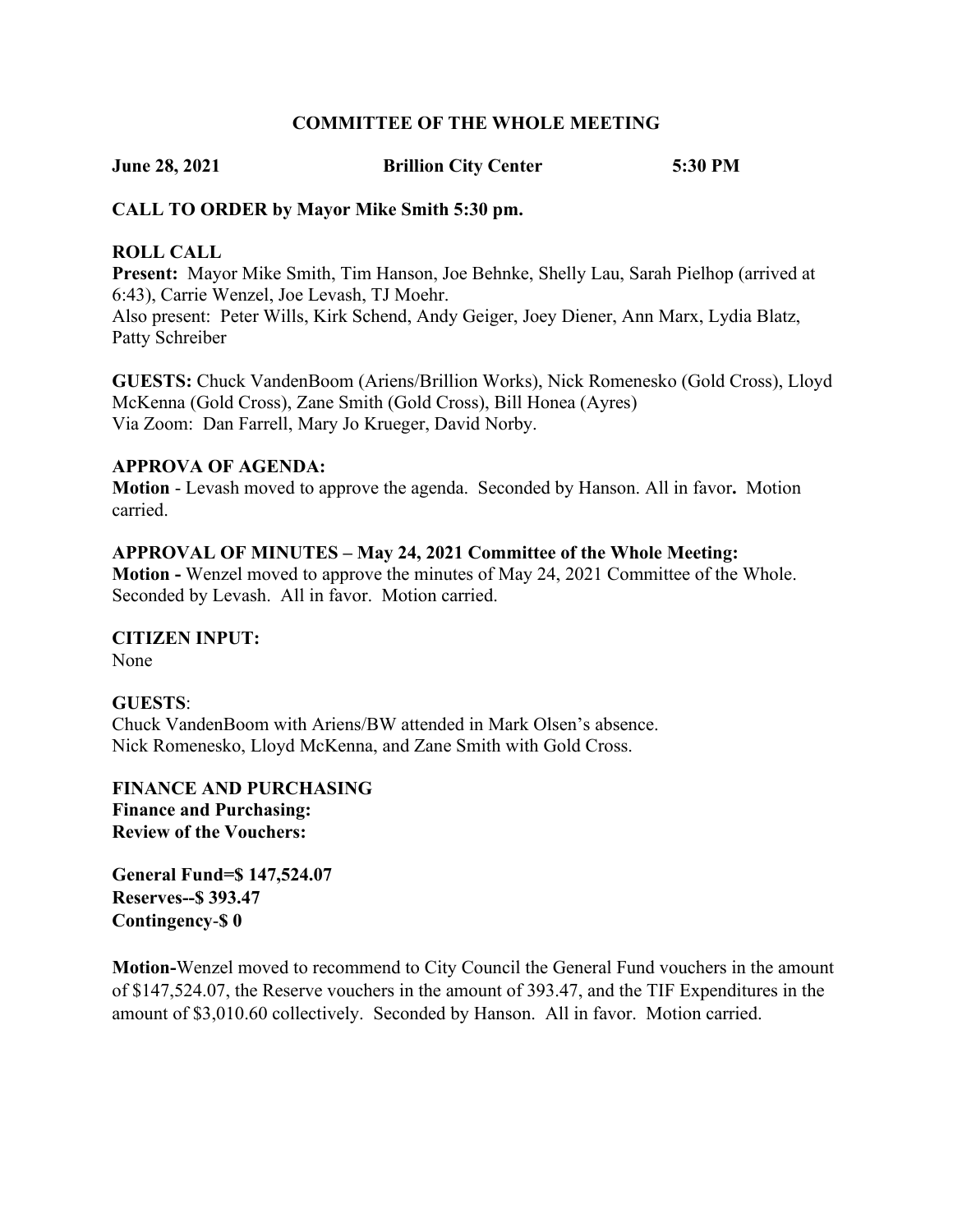# COMMITTEE OF THE WHOLE MEETING

**June 28, 2021 Brillion City Center 5:30 PM**

**CALL TO ORDER by Mayor Mike Smith 5:30 pm.**

**ROLL CALL**

**Present:** Mayor Mike Smith, Tim Hanson, Joe Behnke, Shelly Lau, Sarah Pielhop (arrived at 6:43), Carrie Wenzel, Joe Levash, TJ Moehr.
Also present: Peter Wills, Kirk Schend, Andy Geiger, Joey Diener, Ann Marx, Lydia Blatz, Patty Schreiber

**GUESTS:** Chuck VandenBoom (Ariens/Brillion Works), Nick Romenesko (Gold Cross), Lloyd McKenna (Gold Cross), Zane Smith (Gold Cross), Bill Honea (Ayres)
Via Zoom: Dan Farrell, Mary Jo Krueger, David Norby.

**APPROVA OF AGENDA:**

**Motion** - Levash moved to approve the agenda. Seconded by Hanson. All in favor**.** Motion carried.

**APPROVAL OF MINUTES – May 24, 2021 Committee of the Whole Meeting:**

**Motion -** Wenzel moved to approve the minutes of May 24, 2021 Committee of the Whole. Seconded by Levash. All in favor. Motion carried.

**CITIZEN INPUT:**

None

**GUESTS**:

Chuck VandenBoom with Ariens/BW attended in Mark Olsen's absence.
Nick Romenesko, Lloyd McKenna, and Zane Smith with Gold Cross.

**FINANCE AND PURCHASING**

**Finance and Purchasing:**

**Review of the Vouchers:**

**General Fund=$ 147,524.07**
**Reserves--$ 393.47**
**Contingency-$ 0**

**Motion-**Wenzel moved to recommend to City Council the General Fund vouchers in the amount of $147,524.07, the Reserve vouchers in the amount of 393.47, and the TIF Expenditures in the amount of $3,010.60 collectively. Seconded by Hanson. All in favor. Motion carried.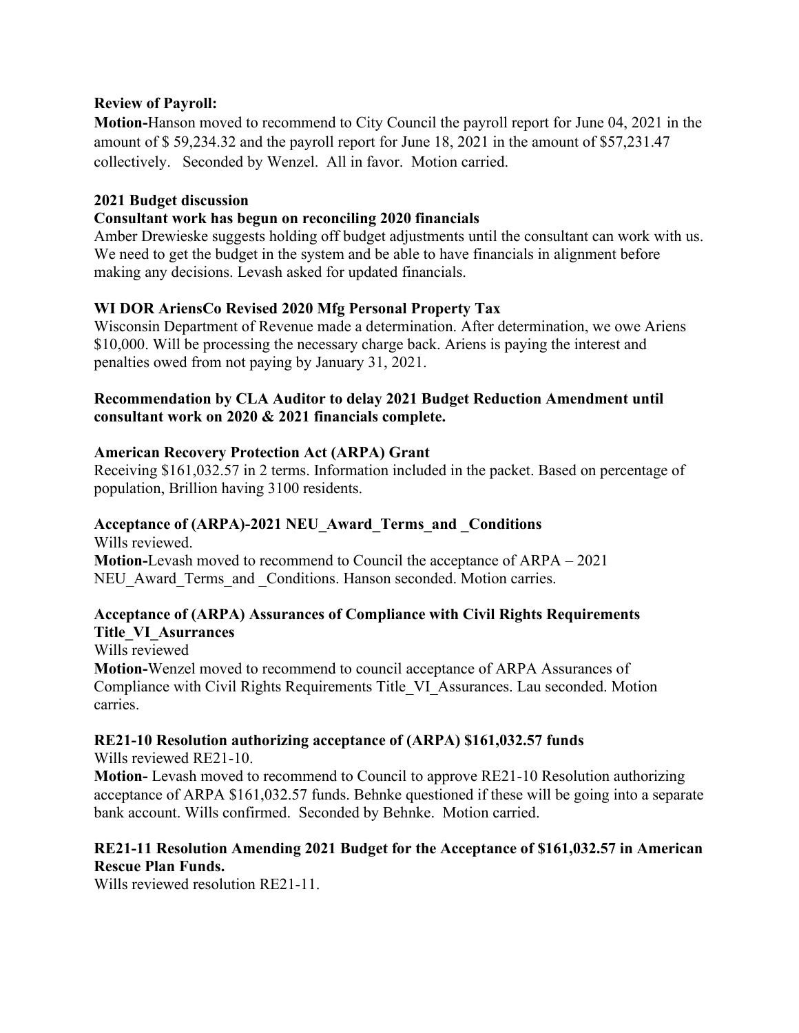**Review of Payroll:**

**Motion-**Hanson moved to recommend to City Council the payroll report for June 04, 2021 in the amount of $ 59,234.32 and the payroll report for June 18, 2021 in the amount of $57,231.47 collectively. Seconded by Wenzel. All in favor. Motion carried.

**2021 Budget discussion**

**Consultant work has begun on reconciling 2020 financials**

Amber Drewieske suggests holding off budget adjustments until the consultant can work with us. We need to get the budget in the system and be able to have financials in alignment before making any decisions. Levash asked for updated financials.

**WI DOR AriensCo Revised 2020 Mfg Personal Property Tax**

Wisconsin Department of Revenue made a determination. After determination, we owe Ariens $10,000. Will be processing the necessary charge back. Ariens is paying the interest and penalties owed from not paying by January 31, 2021.

**Recommendation by CLA Auditor to delay 2021 Budget Reduction Amendment until consultant work on 2020 & 2021 financials complete.**

**American Recovery Protection Act (ARPA) Grant**

Receiving $161,032.57 in 2 terms. Information included in the packet. Based on percentage of population, Brillion having 3100 residents.

**Acceptance of (ARPA)-2021 NEU_Award_Terms_and _Conditions**

Wills reviewed.

**Motion-**Levash moved to recommend to Council the acceptance of ARPA – 2021 NEU_Award_Terms_and _Conditions. Hanson seconded. Motion carries.

**Acceptance of (ARPA) Assurances of Compliance with Civil Rights Requirements Title_VI_Asurrances**

Wills reviewed

**Motion-**Wenzel moved to recommend to council acceptance of ARPA Assurances of Compliance with Civil Rights Requirements Title_VI_Assurances. Lau seconded. Motion carries.

**RE21-10 Resolution authorizing acceptance of (ARPA) $161,032.57 funds**

Wills reviewed RE21-10.

**Motion-** Levash moved to recommend to Council to approve RE21-10 Resolution authorizing acceptance of ARPA $161,032.57 funds. Behnke questioned if these will be going into a separate bank account. Wills confirmed. Seconded by Behnke. Motion carried.

**RE21-11 Resolution Amending 2021 Budget for the Acceptance of $161,032.57 in American Rescue Plan Funds.**

Wills reviewed resolution RE21-11.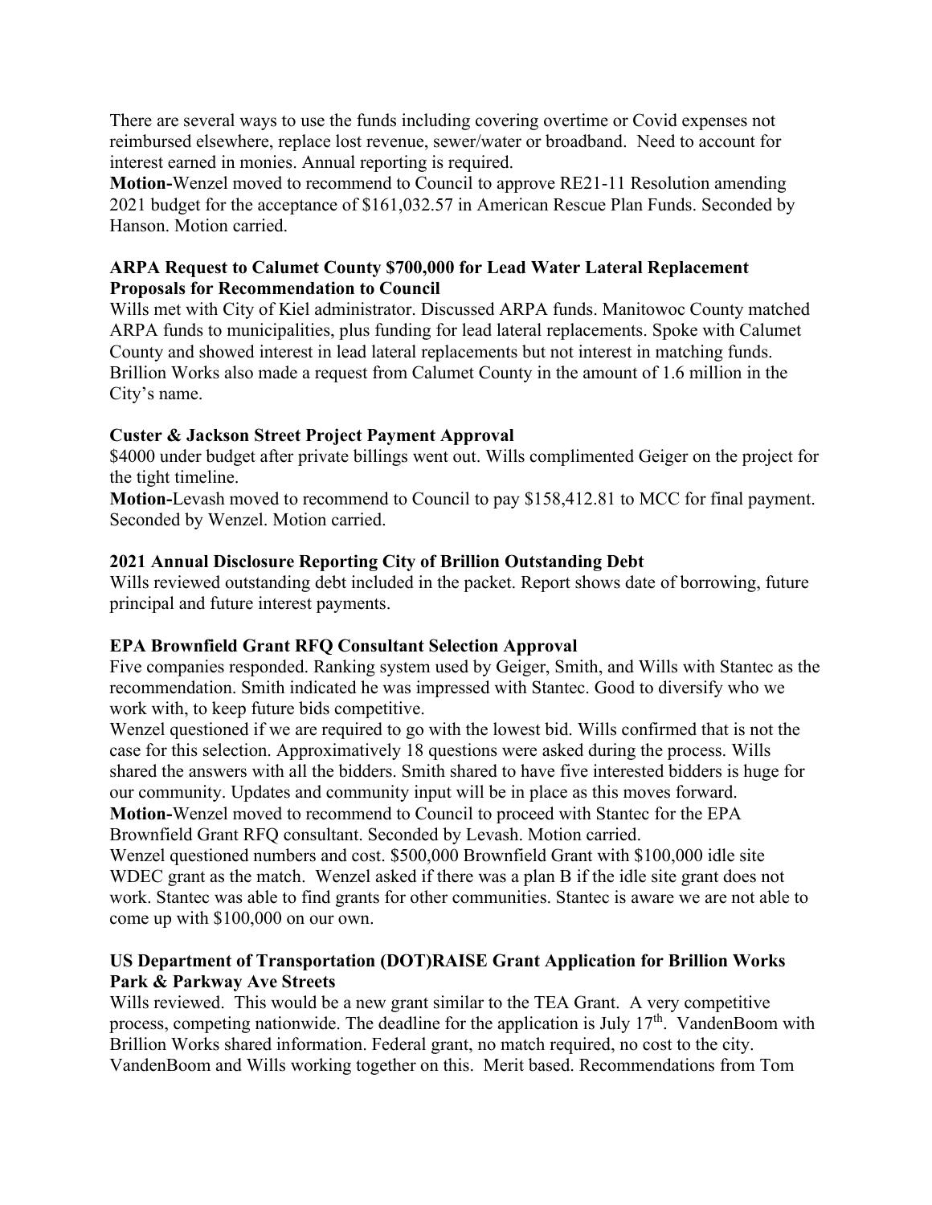There are several ways to use the funds including covering overtime or Covid expenses not reimbursed elsewhere, replace lost revenue, sewer/water or broadband. Need to account for interest earned in monies. Annual reporting is required.

**Motion-**Wenzel moved to recommend to Council to approve RE21-11 Resolution amending 2021 budget for the acceptance of $161,032.57 in American Rescue Plan Funds. Seconded by Hanson. Motion carried.

**ARPA Request to Calumet County $700,000 for Lead Water Lateral Replacement Proposals for Recommendation to Council**

Wills met with City of Kiel administrator. Discussed ARPA funds. Manitowoc County matched ARPA funds to municipalities, plus funding for lead lateral replacements. Spoke with Calumet County and showed interest in lead lateral replacements but not interest in matching funds. Brillion Works also made a request from Calumet County in the amount of 1.6 million in the City's name.

**Custer & Jackson Street Project Payment Approval**

$4000 under budget after private billings went out. Wills complimented Geiger on the project for the tight timeline.

**Motion-**Levash moved to recommend to Council to pay $158,412.81 to MCC for final payment. Seconded by Wenzel. Motion carried.

**2021 Annual Disclosure Reporting City of Brillion Outstanding Debt**

Wills reviewed outstanding debt included in the packet. Report shows date of borrowing, future principal and future interest payments.

**EPA Brownfield Grant RFQ Consultant Selection Approval**

Five companies responded. Ranking system used by Geiger, Smith, and Wills with Stantec as the recommendation. Smith indicated he was impressed with Stantec. Good to diversify who we work with, to keep future bids competitive.

Wenzel questioned if we are required to go with the lowest bid. Wills confirmed that is not the case for this selection. Approximatively 18 questions were asked during the process. Wills shared the answers with all the bidders. Smith shared to have five interested bidders is huge for our community. Updates and community input will be in place as this moves forward.

**Motion-**Wenzel moved to recommend to Council to proceed with Stantec for the EPA Brownfield Grant RFQ consultant. Seconded by Levash. Motion carried.

Wenzel questioned numbers and cost. $500,000 Brownfield Grant with $100,000 idle site WDEC grant as the match. Wenzel asked if there was a plan B if the idle site grant does not work. Stantec was able to find grants for other communities. Stantec is aware we are not able to come up with $100,000 on our own.

**US Department of Transportation (DOT)RAISE Grant Application for Brillion Works Park & Parkway Ave Streets**

Wills reviewed. This would be a new grant similar to the TEA Grant. A very competitive process, competing nationwide. The deadline for the application is July 17th. VandenBoom with Brillion Works shared information. Federal grant, no match required, no cost to the city. VandenBoom and Wills working together on this. Merit based. Recommendations from Tom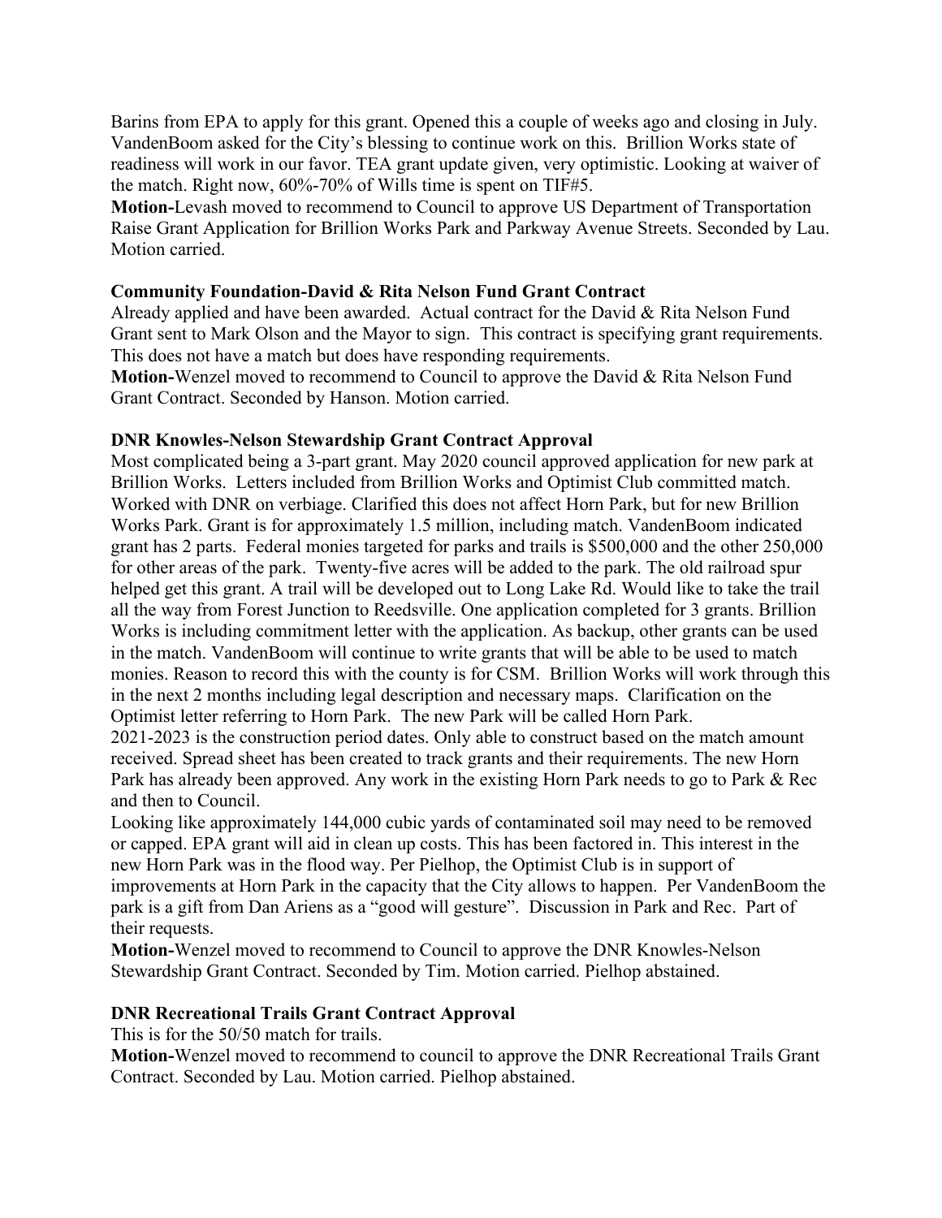Barins from EPA to apply for this grant. Opened this a couple of weeks ago and closing in July. VandenBoom asked for the City's blessing to continue work on this. Brillion Works state of readiness will work in our favor. TEA grant update given, very optimistic. Looking at waiver of the match. Right now, 60%-70% of Wills time is spent on TIF#5.

**Motion-**Levash moved to recommend to Council to approve US Department of Transportation Raise Grant Application for Brillion Works Park and Parkway Avenue Streets. Seconded by Lau. Motion carried.

**Community Foundation-David & Rita Nelson Fund Grant Contract**

Already applied and have been awarded. Actual contract for the David & Rita Nelson Fund Grant sent to Mark Olson and the Mayor to sign. This contract is specifying grant requirements. This does not have a match but does have responding requirements.

**Motion-**Wenzel moved to recommend to Council to approve the David & Rita Nelson Fund Grant Contract. Seconded by Hanson. Motion carried.

**DNR Knowles-Nelson Stewardship Grant Contract Approval**

Most complicated being a 3-part grant. May 2020 council approved application for new park at Brillion Works. Letters included from Brillion Works and Optimist Club committed match. Worked with DNR on verbiage. Clarified this does not affect Horn Park, but for new Brillion Works Park. Grant is for approximately 1.5 million, including match. VandenBoom indicated grant has 2 parts. Federal monies targeted for parks and trails is $500,000 and the other 250,000 for other areas of the park. Twenty-five acres will be added to the park. The old railroad spur helped get this grant. A trail will be developed out to Long Lake Rd. Would like to take the trail all the way from Forest Junction to Reedsville. One application completed for 3 grants. Brillion Works is including commitment letter with the application. As backup, other grants can be used in the match. VandenBoom will continue to write grants that will be able to be used to match monies. Reason to record this with the county is for CSM. Brillion Works will work through this in the next 2 months including legal description and necessary maps. Clarification on the Optimist letter referring to Horn Park. The new Park will be called Horn Park.

2021-2023 is the construction period dates. Only able to construct based on the match amount received. Spread sheet has been created to track grants and their requirements. The new Horn Park has already been approved. Any work in the existing Horn Park needs to go to Park & Rec and then to Council.

Looking like approximately 144,000 cubic yards of contaminated soil may need to be removed or capped. EPA grant will aid in clean up costs. This has been factored in. This interest in the new Horn Park was in the flood way. Per Pielhop, the Optimist Club is in support of improvements at Horn Park in the capacity that the City allows to happen. Per VandenBoom the park is a gift from Dan Ariens as a "good will gesture". Discussion in Park and Rec. Part of their requests.

**Motion-**Wenzel moved to recommend to Council to approve the DNR Knowles-Nelson Stewardship Grant Contract. Seconded by Tim. Motion carried. Pielhop abstained.

**DNR Recreational Trails Grant Contract Approval**

This is for the 50/50 match for trails.

**Motion-**Wenzel moved to recommend to council to approve the DNR Recreational Trails Grant Contract. Seconded by Lau. Motion carried. Pielhop abstained.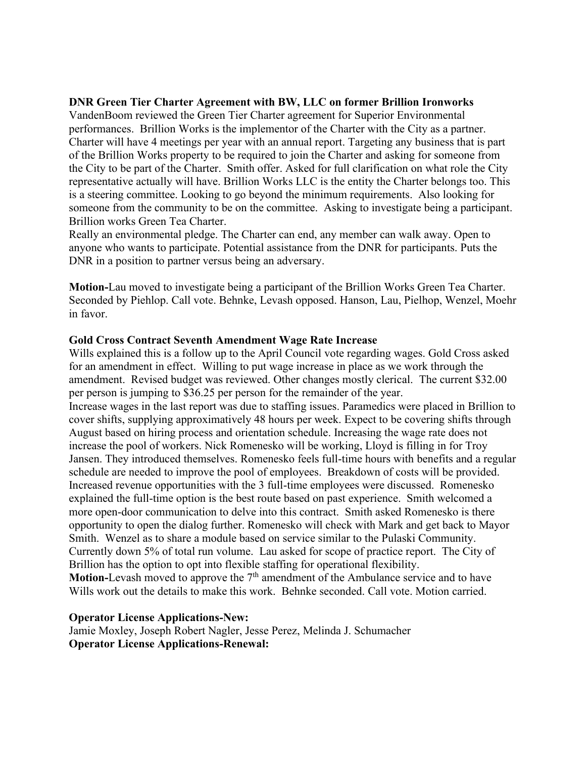**DNR Green Tier Charter Agreement with BW, LLC on former Brillion Ironworks**

VandenBoom reviewed the Green Tier Charter agreement for Superior Environmental performances. Brillion Works is the implementor of the Charter with the City as a partner. Charter will have 4 meetings per year with an annual report. Targeting any business that is part of the Brillion Works property to be required to join the Charter and asking for someone from the City to be part of the Charter. Smith offer. Asked for full clarification on what role the City representative actually will have. Brillion Works LLC is the entity the Charter belongs too. This is a steering committee. Looking to go beyond the minimum requirements. Also looking for someone from the community to be on the committee. Asking to investigate being a participant. Brillion works Green Tea Charter.

Really an environmental pledge. The Charter can end, any member can walk away. Open to anyone who wants to participate. Potential assistance from the DNR for participants. Puts the DNR in a position to partner versus being an adversary.

**Motion-**Lau moved to investigate being a participant of the Brillion Works Green Tea Charter. Seconded by Piehlop. Call vote. Behnke, Levash opposed. Hanson, Lau, Pielhop, Wenzel, Moehr in favor.

**Gold Cross Contract Seventh Amendment Wage Rate Increase**

Wills explained this is a follow up to the April Council vote regarding wages. Gold Cross asked for an amendment in effect. Willing to put wage increase in place as we work through the amendment. Revised budget was reviewed. Other changes mostly clerical. The current $32.00 per person is jumping to $36.25 per person for the remainder of the year.

Increase wages in the last report was due to staffing issues. Paramedics were placed in Brillion to cover shifts, supplying approximatively 48 hours per week. Expect to be covering shifts through August based on hiring process and orientation schedule. Increasing the wage rate does not increase the pool of workers. Nick Romenesko will be working, Lloyd is filling in for Troy Jansen. They introduced themselves. Romenesko feels full-time hours with benefits and a regular schedule are needed to improve the pool of employees. Breakdown of costs will be provided. Increased revenue opportunities with the 3 full-time employees were discussed. Romenesko explained the full-time option is the best route based on past experience. Smith welcomed a more open-door communication to delve into this contract. Smith asked Romenesko is there opportunity to open the dialog further. Romenesko will check with Mark and get back to Mayor Smith. Wenzel as to share a module based on service similar to the Pulaski Community. Currently down 5% of total run volume. Lau asked for scope of practice report. The City of Brillion has the option to opt into flexible staffing for operational flexibility.

**Motion-**Levash moved to approve the 7th amendment of the Ambulance service and to have Wills work out the details to make this work. Behnke seconded. Call vote. Motion carried.

**Operator License Applications-New:**

Jamie Moxley, Joseph Robert Nagler, Jesse Perez, Melinda J. Schumacher

**Operator License Applications-Renewal:**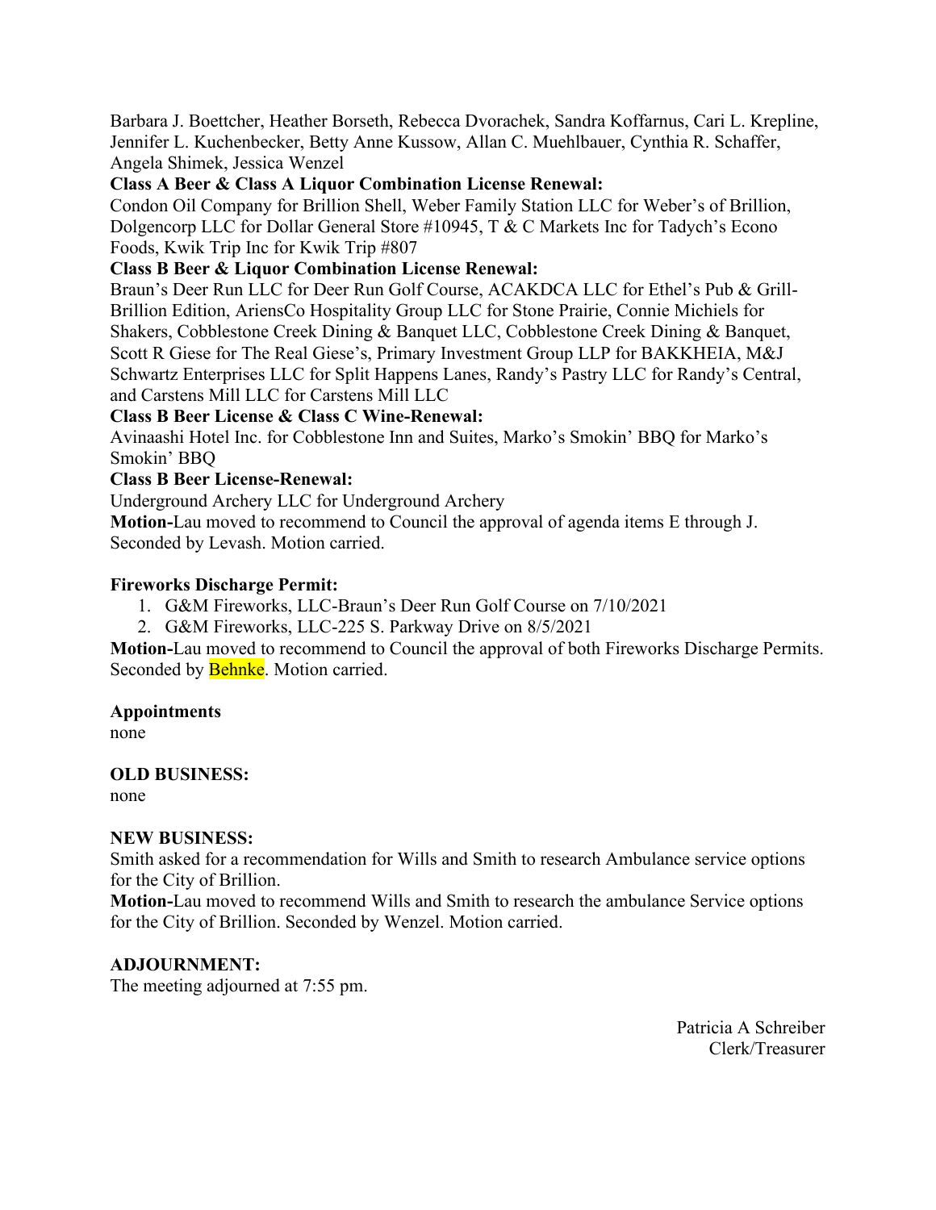Barbara J. Boettcher, Heather Borseth, Rebecca Dvorachek, Sandra Koffarnus, Cari L. Krepline, Jennifer L. Kuchenbecker, Betty Anne Kussow, Allan C. Muehlbauer, Cynthia R. Schaffer, Angela Shimek, Jessica Wenzel

**Class A Beer & Class A Liquor Combination License Renewal:**

Condon Oil Company for Brillion Shell, Weber Family Station LLC for Weber's of Brillion, Dolgencorp LLC for Dollar General Store #10945, T & C Markets Inc for Tadych's Econo Foods, Kwik Trip Inc for Kwik Trip #807

**Class B Beer & Liquor Combination License Renewal:**

Braun's Deer Run LLC for Deer Run Golf Course, ACAKDCA LLC for Ethel's Pub & Grill-Brillion Edition, AriensCo Hospitality Group LLC for Stone Prairie, Connie Michiels for Shakers, Cobblestone Creek Dining & Banquet LLC, Cobblestone Creek Dining & Banquet, Scott R Giese for The Real Giese's, Primary Investment Group LLP for BAKKHEIA, M&J Schwartz Enterprises LLC for Split Happens Lanes, Randy's Pastry LLC for Randy's Central, and Carstens Mill LLC for Carstens Mill LLC

**Class B Beer License & Class C Wine-Renewal:**

Avinaashi Hotel Inc. for Cobblestone Inn and Suites, Marko's Smokin' BBQ for Marko's Smokin' BBQ

**Class B Beer License-Renewal:**

Underground Archery LLC for Underground Archery

**Motion-**Lau moved to recommend to Council the approval of agenda items E through J. Seconded by Levash. Motion carried.

**Fireworks Discharge Permit:**

1. G&M Fireworks, LLC-Braun's Deer Run Golf Course on 7/10/2021
2. G&M Fireworks, LLC-225 S. Parkway Drive on 8/5/2021

**Motion-**Lau moved to recommend to Council the approval of both Fireworks Discharge Permits. Seconded by Behnke. Motion carried.

**Appointments**

none

**OLD BUSINESS:**

none

**NEW BUSINESS:**

Smith asked for a recommendation for Wills and Smith to research Ambulance service options for the City of Brillion.

**Motion-**Lau moved to recommend Wills and Smith to research the ambulance Service options for the City of Brillion. Seconded by Wenzel. Motion carried.

**ADJOURNMENT:**

The meeting adjourned at 7:55 pm.

Patricia A Schreiber
Clerk/Treasurer